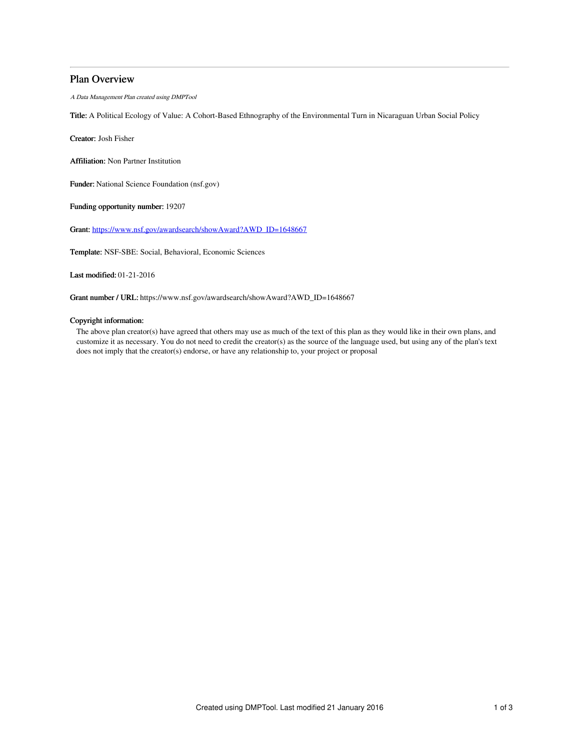# Plan Overview

*A Data Management Plan created using DMPTool*

**Title:** A Political Ecology of Value: A Cohort-Based Ethnography of the Environmental Turn in Nicaraguan Urban Social Policy

**Creator:** Josh Fisher

**Affiliation:** Non Partner Institution

**Funder:** National Science Foundation (nsf.gov)

**Funding opportunity number:** 19207

**Grant:** https://www.nsf.gov/awardsearch/showAward?AWD_ID=1648667

**Template:** NSF-SBE: Social, Behavioral, Economic Sciences

**Last modified:** 01-21-2016

**Grant number / URL:** https://www.nsf.gov/awardsearch/showAward?AWD_ID=1648667

**Copyright information:**

The above plan creator(s) have agreed that others may use as much of the text of this plan as they would like in their own plans, and customize it as necessary. You do not need to credit the creator(s) as the source of the language used, but using any of the plan's text does not imply that the creator(s) endorse, or have any relationship to, your project or proposal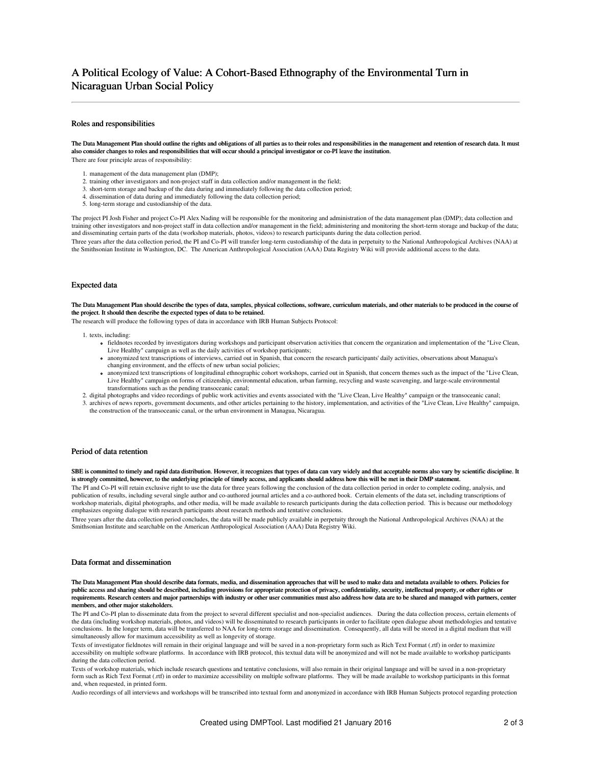# A Political Ecology of Value: A Cohort-Based Ethnography of the Environmental Turn in Nicaraguan Urban Social Policy

## Roles and responsibilities

**The Data Management Plan should outline the rights and obligations of all parties as to their roles and responsibilities in the management and retention of research data. It must also consider changes to roles and responsibilities that will occur should a principal investigator or co-PI leave the institution.**

There are four principle areas of responsibility:

1. management of the data management plan (DMP);
2. training other investigators and non-project staff in data collection and/or management in the field;
3. short-term storage and backup of the data during and immediately following the data collection period;
4. dissemination of data during and immediately following the data collection period;
5. long-term storage and custodianship of the data.

The project PI Josh Fisher and project Co-PI Alex Nading will be responsible for the monitoring and administration of the data management plan (DMP); data collection and training other investigators and non-project staff in data collection and/or management in the field; administering and monitoring the short-term storage and backup of the data; and disseminating certain parts of the data (workshop materials, photos, videos) to research participants during the data collection period.

Three years after the data collection period, the PI and Co-PI will transfer long-term custodianship of the data in perpetuity to the National Anthropological Archives (NAA) at the Smithsonian Institute in Washington, DC. The American Anthropological Association (AAA) Data Registry Wiki will provide additional access to the data.

## Expected data

**The Data Management Plan should describe the types of data, samples, physical collections, software, curriculum materials, and other materials to be produced in the course of the project. It should then describe the expected types of data to be retained.**

The research will produce the following types of data in accordance with IRB Human Subjects Protocol:

1. texts, including:
   - fieldnotes recorded by investigators during workshops and participant observation activities that concern the organization and implementation of the "Live Clean, Live Healthy" campaign as well as the daily activities of workshop participants;
   - anonymized text transcriptions of interviews, carried out in Spanish, that concern the research participants' daily activities, observations about Managua's changing environment, and the effects of new urban social policies;
   - anonymized text transcriptions of longitudinal ethnographic cohort workshops, carried out in Spanish, that concern themes such as the impact of the "Live Clean, Live Healthy" campaign on forms of citizenship, environmental education, urban farming, recycling and waste scavenging, and large-scale environmental transformations such as the pending transoceanic canal;
2. digital photographs and video recordings of public work activities and events associated with the "Live Clean, Live Healthy" campaign or the transoceanic canal;
3. archives of news reports, government documents, and other articles pertaining to the history, implementation, and activities of the "Live Clean, Live Healthy" campaign, the construction of the transoceanic canal, or the urban environment in Managua, Nicaragua.

## Period of data retention

**SBE is committed to timely and rapid data distribution. However, it recognizes that types of data can vary widely and that acceptable norms also vary by scientific discipline. It is strongly committed, however, to the underlying principle of timely access, and applicants should address how this will be met in their DMP statement.**

The PI and Co-PI will retain exclusive right to use the data for three years following the conclusion of the data collection period in order to complete coding, analysis, and publication of results, including several single author and co-authored journal articles and a co-authored book. Certain elements of the data set, including transcriptions of workshop materials, digital photographs, and other media, will be made available to research participants during the data collection period. This is because our methodology emphasizes ongoing dialogue with research participants about research methods and tentative conclusions.

Three years after the data collection period concludes, the data will be made publicly available in perpetuity through the National Anthropological Archives (NAA) at the Smithsonian Institute and searchable on the American Anthropological Association (AAA) Data Registry Wiki.

## Data format and dissemination

**The Data Management Plan should describe data formats, media, and dissemination approaches that will be used to make data and metadata available to others. Policies for public access and sharing should be described, including provisions for appropriate protection of privacy, confidentiality, security, intellectual property, or other rights or requirements. Research centers and major partnerships with industry or other user communities must also address how data are to be shared and managed with partners, center members, and other major stakeholders.**

The PI and Co-PI plan to disseminate data from the project to several different specialist and non-specialist audiences. During the data collection process, certain elements of the data (including workshop materials, photos, and videos) will be disseminated to research participants in order to facilitate open dialogue about methodologies and tentative conclusions. In the longer term, data will be transferred to NAA for long-term storage and dissemination. Consequently, all data will be stored in a digital medium that will simultaneously allow for maximum accessibility as well as longevity of storage.

Texts of investigator fieldnotes will remain in their original language and will be saved in a non-proprietary form such as Rich Text Format (.rtf) in order to maximize accessibility on multiple software platforms. In accordance with IRB protocol, this textual data will be anonymized and will not be made available to workshop participants during the data collection period.

Texts of workshop materials, which include research questions and tentative conclusions, will also remain in their original language and will be saved in a non-proprietary form such as Rich Text Format (.rtf) in order to maximize accessibility on multiple software platforms. They will be made available to workshop participants in this format and, when requested, in printed form.

Audio recordings of all interviews and workshops will be transcribed into textual form and anonymized in accordance with IRB Human Subjects protocol regarding protection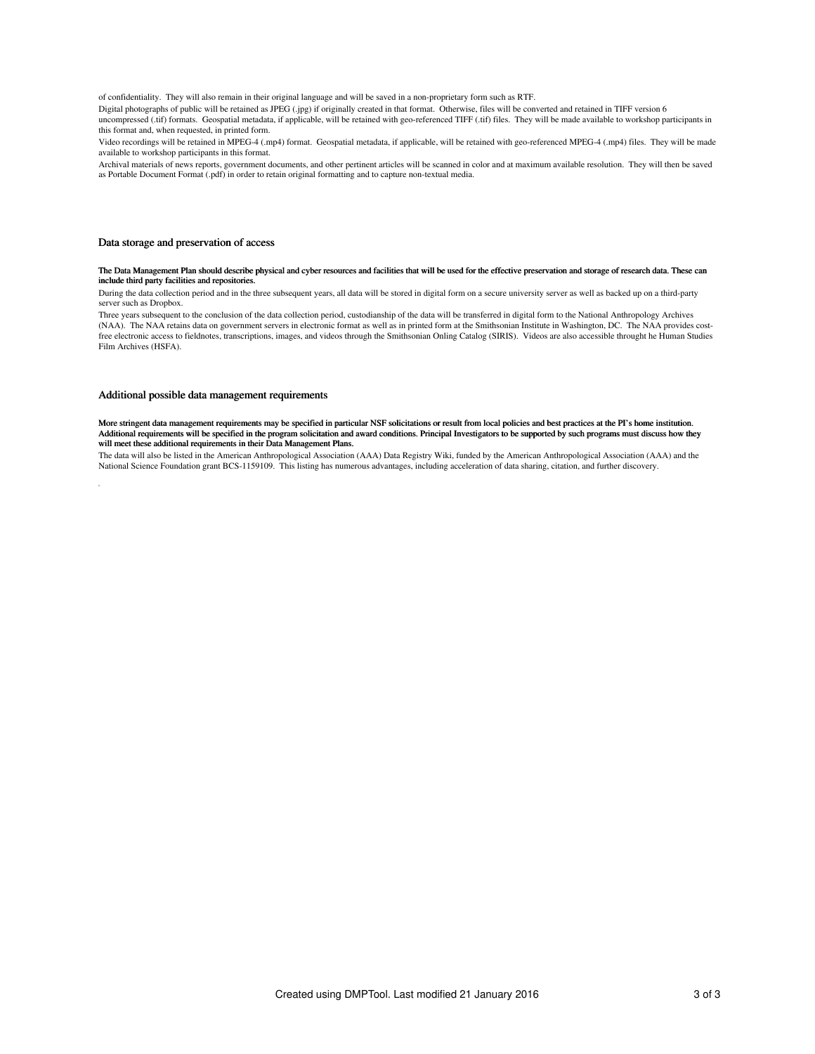of confidentiality. They will also remain in their original language and will be saved in a non-proprietary form such as RTF.

Digital photographs of public will be retained as JPEG (.jpg) if originally created in that format. Otherwise, files will be converted and retained in TIFF version 6 uncompressed (.tif) formats. Geospatial metadata, if applicable, will be retained with geo-referenced TIFF (.tif) files. They will be made available to workshop participants in this format and, when requested, in printed form.

Video recordings will be retained in MPEG-4 (.mp4) format. Geospatial metadata, if applicable, will be retained with geo-referenced MPEG-4 (.mp4) files. They will be made available to workshop participants in this format.

Archival materials of news reports, government documents, and other pertinent articles will be scanned in color and at maximum available resolution. They will then be saved as Portable Document Format (.pdf) in order to retain original formatting and to capture non-textual media.

## Data storage and preservation of access

**The Data Management Plan should describe physical and cyber resources and facilities that will be used for the effective preservation and storage of research data. These can include third party facilities and repositories.**

During the data collection period and in the three subsequent years, all data will be stored in digital form on a secure university server as well as backed up on a third-party server such as Dropbox.

Three years subsequent to the conclusion of the data collection period, custodianship of the data will be transferred in digital form to the National Anthropology Archives (NAA). The NAA retains data on government servers in electronic format as well as in printed form at the Smithsonian Institute in Washington, DC. The NAA provides cost-free electronic access to fieldnotes, transcriptions, images, and videos through the Smithsonian Onling Catalog (SIRIS). Videos are also accessible throught he Human Studies Film Archives (HSFA).

## Additional possible data management requirements

**More stringent data management requirements may be specified in particular NSF solicitations or result from local policies and best practices at the PI's home institution. Additional requirements will be specified in the program solicitation and award conditions. Principal Investigators to be supported by such programs must discuss how they will meet these additional requirements in their Data Management Plans.**

The data will also be listed in the American Anthropological Association (AAA) Data Registry Wiki, funded by the American Anthropological Association (AAA) and the National Science Foundation grant BCS-1159109. This listing has numerous advantages, including acceleration of data sharing, citation, and further discovery.

Created using DMPTool. Last modified 21 January 2016